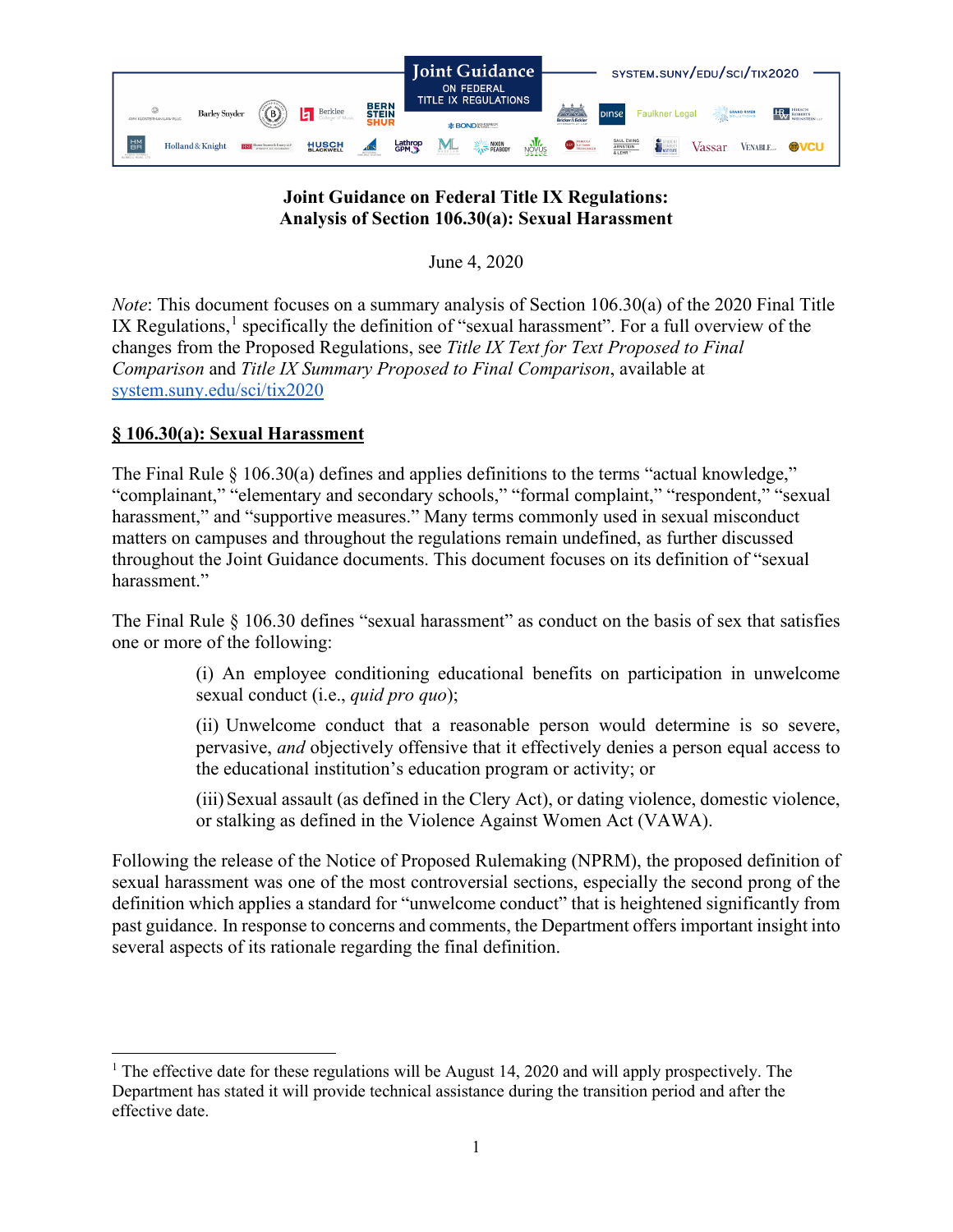Joint Guidance ON FEDERAL TITLE IX REGULATIONS

SYSTEM.SUNY/EDU/SCI/TIX2020

**Joint Guidance on Federal Title IX Regulations:**
**Analysis of Section 106.30(a): Sexual Harassment**

June 4, 2020

*Note*: This document focuses on a summary analysis of Section 106.30(a) of the 2020 Final Title IX Regulations,[1] specifically the definition of "sexual harassment". For a full overview of the changes from the Proposed Regulations, see *Title IX Text for Text Proposed to Final Comparison* and *Title IX Summary Proposed to Final Comparison*, available at [system.suny.edu/sci/tix2020](system.suny.edu/sci/tix2020)

## § 106.30(a): Sexual Harassment

The Final Rule § 106.30(a) defines and applies definitions to the terms "actual knowledge," "complainant," "elementary and secondary schools," "formal complaint," "respondent," "sexual harassment," and "supportive measures." Many terms commonly used in sexual misconduct matters on campuses and throughout the regulations remain undefined, as further discussed throughout the Joint Guidance documents. This document focuses on its definition of "sexual harassment."

The Final Rule § 106.30 defines "sexual harassment" as conduct on the basis of sex that satisfies one or more of the following:

> (i) An employee conditioning educational benefits on participation in unwelcome sexual conduct (i.e., *quid pro quo*);
>
> (ii) Unwelcome conduct that a reasonable person would determine is so severe, pervasive, *and* objectively offensive that it effectively denies a person equal access to the educational institution's education program or activity; or
>
> (iii) Sexual assault (as defined in the Clery Act), or dating violence, domestic violence, or stalking as defined in the Violence Against Women Act (VAWA).

Following the release of the Notice of Proposed Rulemaking (NPRM), the proposed definition of sexual harassment was one of the most controversial sections, especially the second prong of the definition which applies a standard for "unwelcome conduct" that is heightened significantly from past guidance. In response to concerns and comments, the Department offers important insight into several aspects of its rationale regarding the final definition.

---

[1] The effective date for these regulations will be August 14, 2020 and will apply prospectively. The Department has stated it will provide technical assistance during the transition period and after the effective date.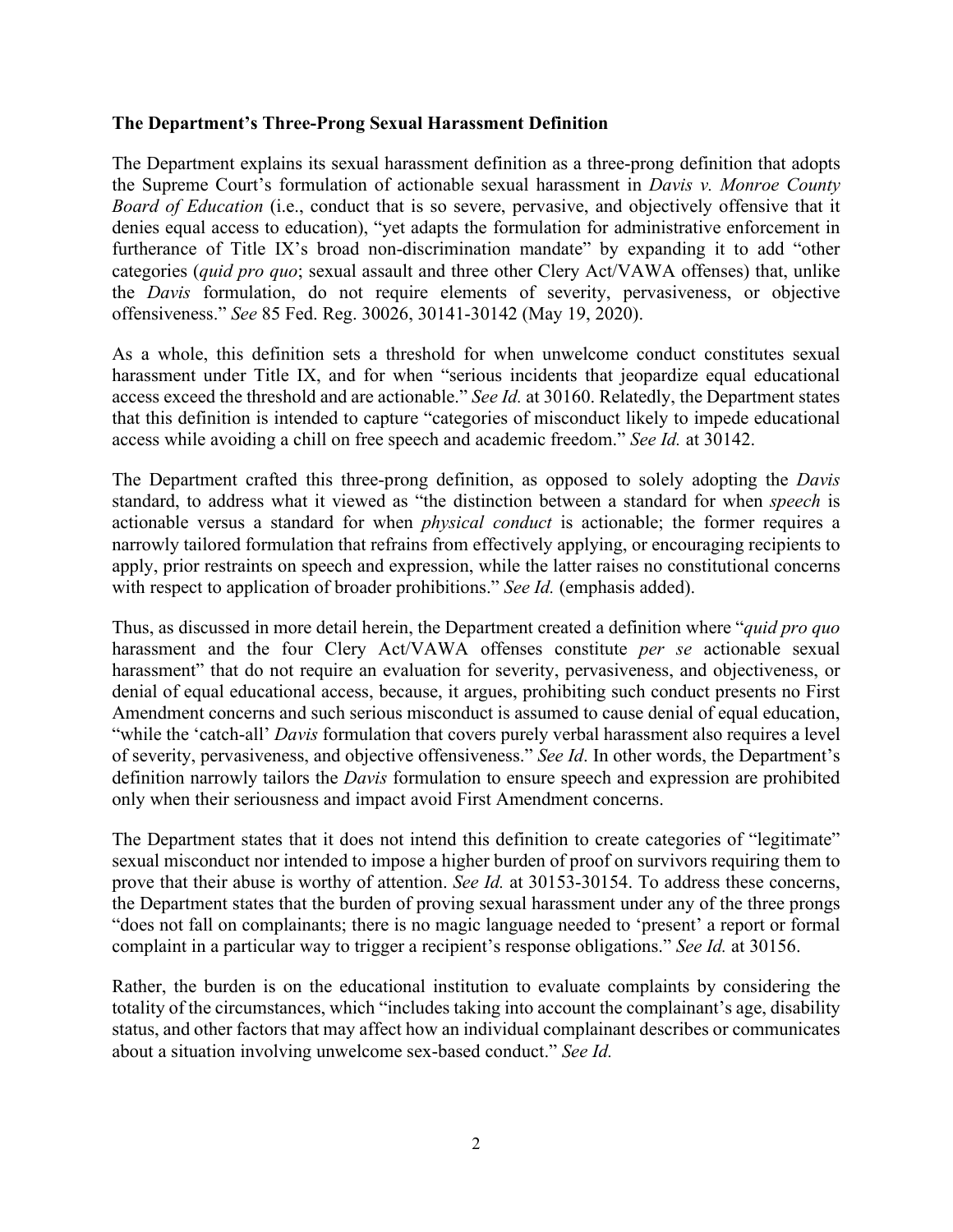**The Department's Three-Prong Sexual Harassment Definition**

The Department explains its sexual harassment definition as a three-prong definition that adopts the Supreme Court's formulation of actionable sexual harassment in *Davis v. Monroe County Board of Education* (i.e., conduct that is so severe, pervasive, and objectively offensive that it denies equal access to education), "yet adapts the formulation for administrative enforcement in furtherance of Title IX's broad non-discrimination mandate" by expanding it to add "other categories (*quid pro quo*; sexual assault and three other Clery Act/VAWA offenses) that, unlike the *Davis* formulation, do not require elements of severity, pervasiveness, or objective offensiveness." *See* 85 Fed. Reg. 30026, 30141-30142 (May 19, 2020).

As a whole, this definition sets a threshold for when unwelcome conduct constitutes sexual harassment under Title IX, and for when "serious incidents that jeopardize equal educational access exceed the threshold and are actionable." *See Id.* at 30160. Relatedly, the Department states that this definition is intended to capture "categories of misconduct likely to impede educational access while avoiding a chill on free speech and academic freedom." *See Id.* at 30142.

The Department crafted this three-prong definition, as opposed to solely adopting the *Davis* standard, to address what it viewed as "the distinction between a standard for when *speech* is actionable versus a standard for when *physical conduct* is actionable; the former requires a narrowly tailored formulation that refrains from effectively applying, or encouraging recipients to apply, prior restraints on speech and expression, while the latter raises no constitutional concerns with respect to application of broader prohibitions." *See Id.* (emphasis added).

Thus, as discussed in more detail herein, the Department created a definition where "*quid pro quo* harassment and the four Clery Act/VAWA offenses constitute *per se* actionable sexual harassment" that do not require an evaluation for severity, pervasiveness, and objectiveness, or denial of equal educational access, because, it argues, prohibiting such conduct presents no First Amendment concerns and such serious misconduct is assumed to cause denial of equal education, "while the 'catch-all' *Davis* formulation that covers purely verbal harassment also requires a level of severity, pervasiveness, and objective offensiveness." *See Id*. In other words, the Department's definition narrowly tailors the *Davis* formulation to ensure speech and expression are prohibited only when their seriousness and impact avoid First Amendment concerns.

The Department states that it does not intend this definition to create categories of "legitimate" sexual misconduct nor intended to impose a higher burden of proof on survivors requiring them to prove that their abuse is worthy of attention. *See Id.* at 30153-30154. To address these concerns, the Department states that the burden of proving sexual harassment under any of the three prongs "does not fall on complainants; there is no magic language needed to 'present' a report or formal complaint in a particular way to trigger a recipient's response obligations." *See Id.* at 30156.

Rather, the burden is on the educational institution to evaluate complaints by considering the totality of the circumstances, which "includes taking into account the complainant's age, disability status, and other factors that may affect how an individual complainant describes or communicates about a situation involving unwelcome sex-based conduct." *See Id.*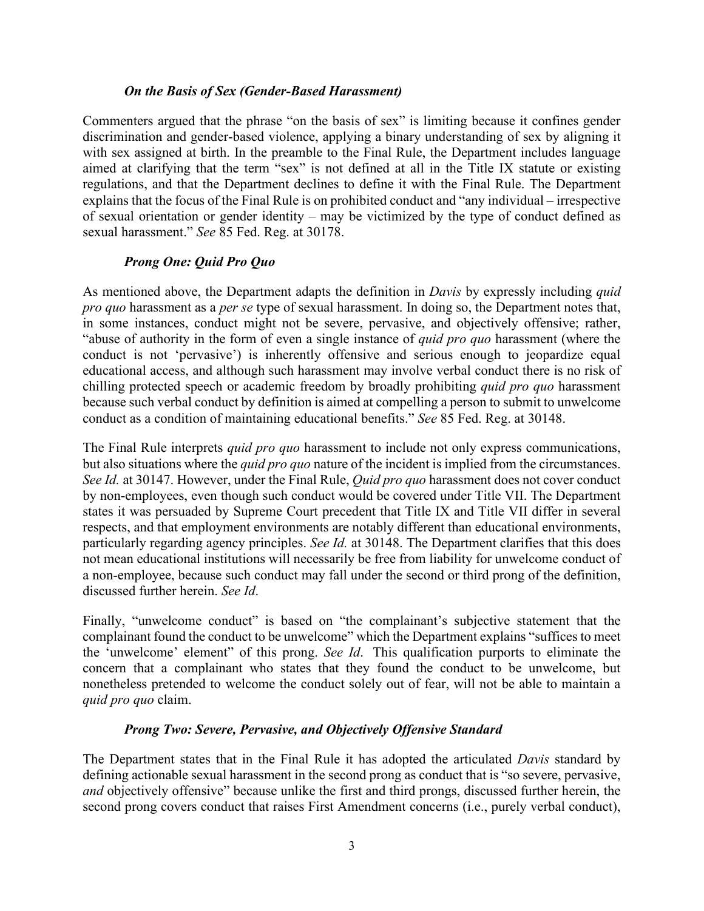### *On the Basis of Sex (Gender-Based Harassment)*

Commenters argued that the phrase "on the basis of sex" is limiting because it confines gender discrimination and gender-based violence, applying a binary understanding of sex by aligning it with sex assigned at birth. In the preamble to the Final Rule, the Department includes language aimed at clarifying that the term "sex" is not defined at all in the Title IX statute or existing regulations, and that the Department declines to define it with the Final Rule. The Department explains that the focus of the Final Rule is on prohibited conduct and "any individual – irrespective of sexual orientation or gender identity – may be victimized by the type of conduct defined as sexual harassment." *See* 85 Fed. Reg. at 30178.

### *Prong One: Quid Pro Quo*

As mentioned above, the Department adapts the definition in *Davis* by expressly including *quid pro quo* harassment as a *per se* type of sexual harassment. In doing so, the Department notes that, in some instances, conduct might not be severe, pervasive, and objectively offensive; rather, "abuse of authority in the form of even a single instance of *quid pro quo* harassment (where the conduct is not 'pervasive') is inherently offensive and serious enough to jeopardize equal educational access, and although such harassment may involve verbal conduct there is no risk of chilling protected speech or academic freedom by broadly prohibiting *quid pro quo* harassment because such verbal conduct by definition is aimed at compelling a person to submit to unwelcome conduct as a condition of maintaining educational benefits." *See* 85 Fed. Reg. at 30148.

The Final Rule interprets *quid pro quo* harassment to include not only express communications, but also situations where the *quid pro quo* nature of the incident is implied from the circumstances. *See Id.* at 30147. However, under the Final Rule, *Quid pro quo* harassment does not cover conduct by non-employees, even though such conduct would be covered under Title VII. The Department states it was persuaded by Supreme Court precedent that Title IX and Title VII differ in several respects, and that employment environments are notably different than educational environments, particularly regarding agency principles. *See Id.* at 30148. The Department clarifies that this does not mean educational institutions will necessarily be free from liability for unwelcome conduct of a non-employee, because such conduct may fall under the second or third prong of the definition, discussed further herein. *See Id*.

Finally, "unwelcome conduct" is based on "the complainant's subjective statement that the complainant found the conduct to be unwelcome" which the Department explains "suffices to meet the 'unwelcome' element" of this prong. *See Id*. This qualification purports to eliminate the concern that a complainant who states that they found the conduct to be unwelcome, but nonetheless pretended to welcome the conduct solely out of fear, will not be able to maintain a *quid pro quo* claim.

### *Prong Two: Severe, Pervasive, and Objectively Offensive Standard*

The Department states that in the Final Rule it has adopted the articulated *Davis* standard by defining actionable sexual harassment in the second prong as conduct that is "so severe, pervasive, *and* objectively offensive" because unlike the first and third prongs, discussed further herein, the second prong covers conduct that raises First Amendment concerns (i.e., purely verbal conduct),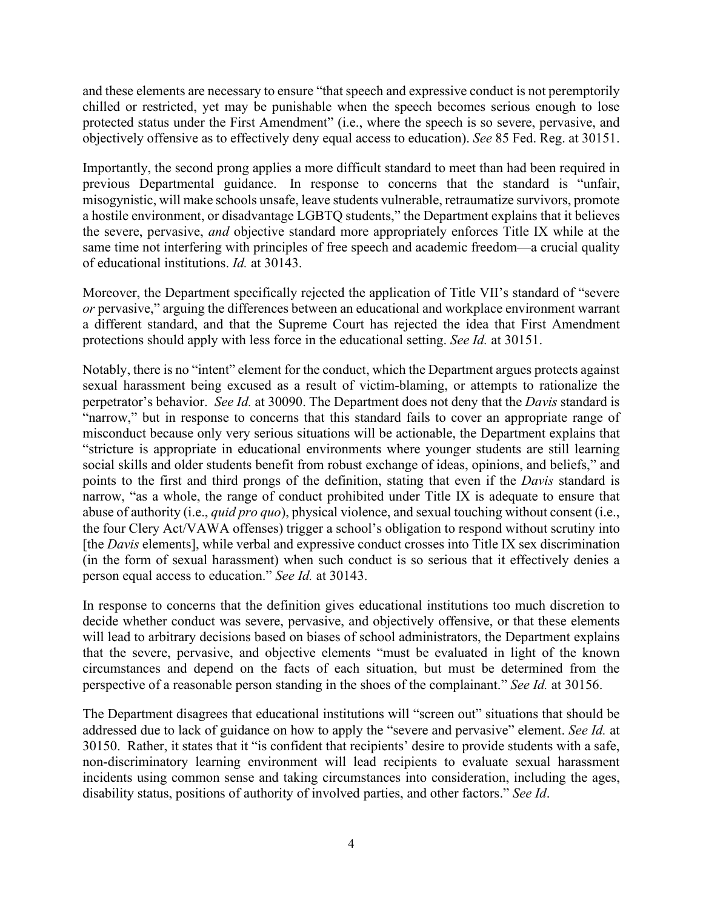and these elements are necessary to ensure "that speech and expressive conduct is not peremptorily chilled or restricted, yet may be punishable when the speech becomes serious enough to lose protected status under the First Amendment" (i.e., where the speech is so severe, pervasive, and objectively offensive as to effectively deny equal access to education). *See* 85 Fed. Reg. at 30151.

Importantly, the second prong applies a more difficult standard to meet than had been required in previous Departmental guidance. In response to concerns that the standard is "unfair, misogynistic, will make schools unsafe, leave students vulnerable, retraumatize survivors, promote a hostile environment, or disadvantage LGBTQ students," the Department explains that it believes the severe, pervasive, *and* objective standard more appropriately enforces Title IX while at the same time not interfering with principles of free speech and academic freedom—a crucial quality of educational institutions. *Id.* at 30143.

Moreover, the Department specifically rejected the application of Title VII's standard of "severe *or* pervasive," arguing the differences between an educational and workplace environment warrant a different standard, and that the Supreme Court has rejected the idea that First Amendment protections should apply with less force in the educational setting. *See Id.* at 30151.

Notably, there is no "intent" element for the conduct, which the Department argues protects against sexual harassment being excused as a result of victim-blaming, or attempts to rationalize the perpetrator's behavior. *See Id.* at 30090. The Department does not deny that the *Davis* standard is "narrow," but in response to concerns that this standard fails to cover an appropriate range of misconduct because only very serious situations will be actionable, the Department explains that "stricture is appropriate in educational environments where younger students are still learning social skills and older students benefit from robust exchange of ideas, opinions, and beliefs," and points to the first and third prongs of the definition, stating that even if the *Davis* standard is narrow, "as a whole, the range of conduct prohibited under Title IX is adequate to ensure that abuse of authority (i.e., *quid pro quo*), physical violence, and sexual touching without consent (i.e., the four Clery Act/VAWA offenses) trigger a school's obligation to respond without scrutiny into [the *Davis* elements], while verbal and expressive conduct crosses into Title IX sex discrimination (in the form of sexual harassment) when such conduct is so serious that it effectively denies a person equal access to education." *See Id.* at 30143.

In response to concerns that the definition gives educational institutions too much discretion to decide whether conduct was severe, pervasive, and objectively offensive, or that these elements will lead to arbitrary decisions based on biases of school administrators, the Department explains that the severe, pervasive, and objective elements "must be evaluated in light of the known circumstances and depend on the facts of each situation, but must be determined from the perspective of a reasonable person standing in the shoes of the complainant." *See Id.* at 30156.

The Department disagrees that educational institutions will "screen out" situations that should be addressed due to lack of guidance on how to apply the "severe and pervasive" element. *See Id.* at 30150. Rather, it states that it "is confident that recipients' desire to provide students with a safe, non-discriminatory learning environment will lead recipients to evaluate sexual harassment incidents using common sense and taking circumstances into consideration, including the ages, disability status, positions of authority of involved parties, and other factors." *See Id*.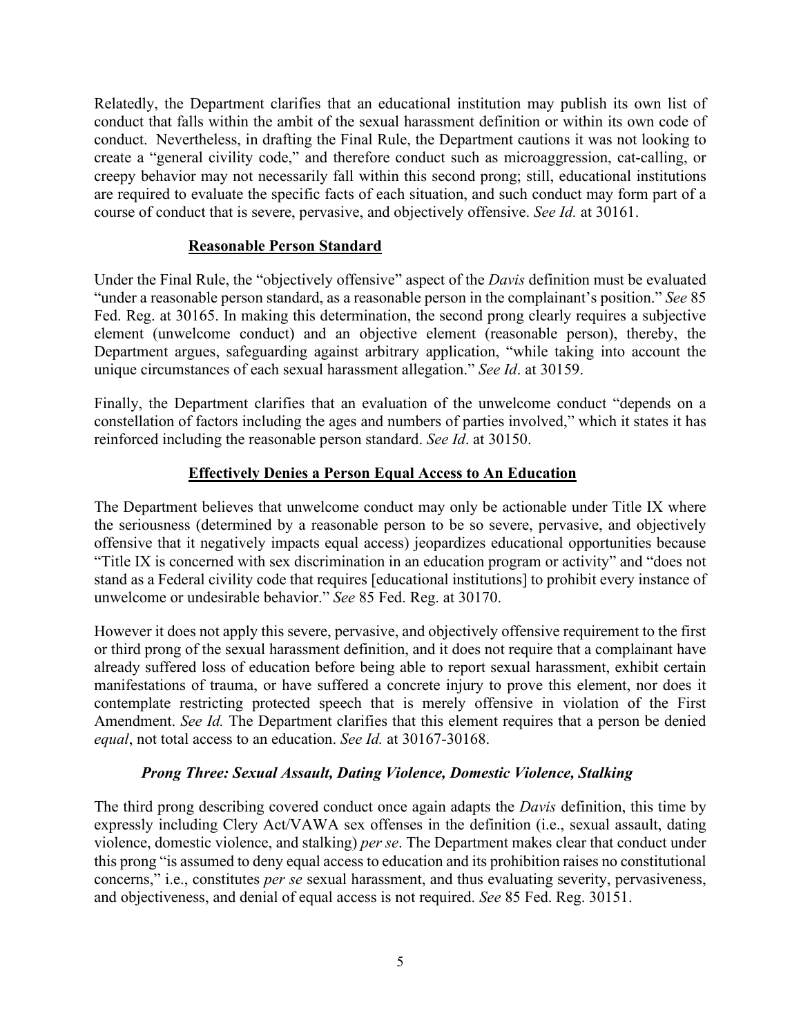Relatedly, the Department clarifies that an educational institution may publish its own list of conduct that falls within the ambit of the sexual harassment definition or within its own code of conduct. Nevertheless, in drafting the Final Rule, the Department cautions it was not looking to create a "general civility code," and therefore conduct such as microaggression, cat-calling, or creepy behavior may not necessarily fall within this second prong; still, educational institutions are required to evaluate the specific facts of each situation, and such conduct may form part of a course of conduct that is severe, pervasive, and objectively offensive. *See Id.* at 30161.

### **Reasonable Person Standard**

Under the Final Rule, the "objectively offensive" aspect of the *Davis* definition must be evaluated "under a reasonable person standard, as a reasonable person in the complainant's position." *See* 85 Fed. Reg. at 30165. In making this determination, the second prong clearly requires a subjective element (unwelcome conduct) and an objective element (reasonable person), thereby, the Department argues, safeguarding against arbitrary application, "while taking into account the unique circumstances of each sexual harassment allegation." *See Id*. at 30159.

Finally, the Department clarifies that an evaluation of the unwelcome conduct "depends on a constellation of factors including the ages and numbers of parties involved," which it states it has reinforced including the reasonable person standard. *See Id*. at 30150.

### **Effectively Denies a Person Equal Access to An Education**

The Department believes that unwelcome conduct may only be actionable under Title IX where the seriousness (determined by a reasonable person to be so severe, pervasive, and objectively offensive that it negatively impacts equal access) jeopardizes educational opportunities because "Title IX is concerned with sex discrimination in an education program or activity" and "does not stand as a Federal civility code that requires [educational institutions] to prohibit every instance of unwelcome or undesirable behavior." *See* 85 Fed. Reg. at 30170.

However it does not apply this severe, pervasive, and objectively offensive requirement to the first or third prong of the sexual harassment definition, and it does not require that a complainant have already suffered loss of education before being able to report sexual harassment, exhibit certain manifestations of trauma, or have suffered a concrete injury to prove this element, nor does it contemplate restricting protected speech that is merely offensive in violation of the First Amendment. *See Id.* The Department clarifies that this element requires that a person be denied *equal*, not total access to an education. *See Id.* at 30167-30168.

### ***Prong Three: Sexual Assault, Dating Violence, Domestic Violence, Stalking***

The third prong describing covered conduct once again adapts the *Davis* definition, this time by expressly including Clery Act/VAWA sex offenses in the definition (i.e., sexual assault, dating violence, domestic violence, and stalking) *per se*. The Department makes clear that conduct under this prong "is assumed to deny equal access to education and its prohibition raises no constitutional concerns," i.e., constitutes *per se* sexual harassment, and thus evaluating severity, pervasiveness, and objectiveness, and denial of equal access is not required. *See* 85 Fed. Reg. 30151.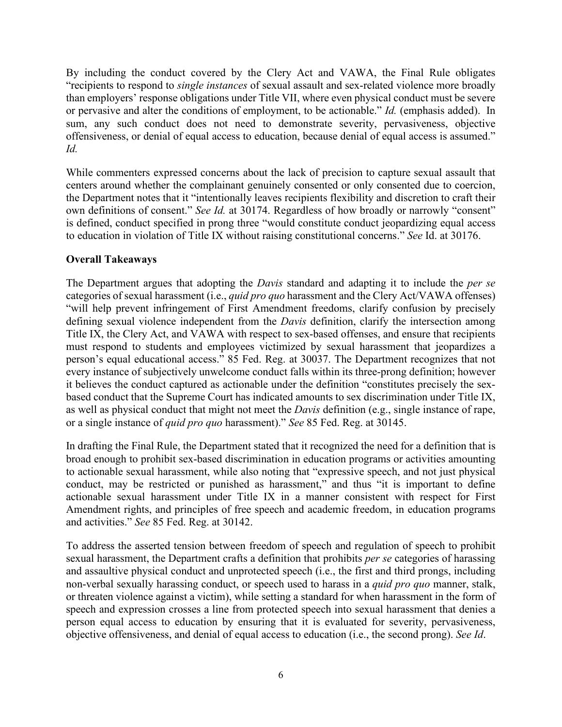By including the conduct covered by the Clery Act and VAWA, the Final Rule obligates "recipients to respond to *single instances* of sexual assault and sex-related violence more broadly than employers' response obligations under Title VII, where even physical conduct must be severe or pervasive and alter the conditions of employment, to be actionable." *Id.* (emphasis added). In sum, any such conduct does not need to demonstrate severity, pervasiveness, objective offensiveness, or denial of equal access to education, because denial of equal access is assumed." *Id.*

While commenters expressed concerns about the lack of precision to capture sexual assault that centers around whether the complainant genuinely consented or only consented due to coercion, the Department notes that it "intentionally leaves recipients flexibility and discretion to craft their own definitions of consent." *See Id.* at 30174. Regardless of how broadly or narrowly "consent" is defined, conduct specified in prong three "would constitute conduct jeopardizing equal access to education in violation of Title IX without raising constitutional concerns." *See* Id. at 30176.

**Overall Takeaways**

The Department argues that adopting the *Davis* standard and adapting it to include the *per se* categories of sexual harassment (i.e., *quid pro quo* harassment and the Clery Act/VAWA offenses) "will help prevent infringement of First Amendment freedoms, clarify confusion by precisely defining sexual violence independent from the *Davis* definition, clarify the intersection among Title IX, the Clery Act, and VAWA with respect to sex-based offenses, and ensure that recipients must respond to students and employees victimized by sexual harassment that jeopardizes a person's equal educational access." 85 Fed. Reg. at 30037. The Department recognizes that not every instance of subjectively unwelcome conduct falls within its three-prong definition; however it believes the conduct captured as actionable under the definition "constitutes precisely the sex-based conduct that the Supreme Court has indicated amounts to sex discrimination under Title IX, as well as physical conduct that might not meet the *Davis* definition (e.g., single instance of rape, or a single instance of *quid pro quo* harassment)." *See* 85 Fed. Reg. at 30145.

In drafting the Final Rule, the Department stated that it recognized the need for a definition that is broad enough to prohibit sex-based discrimination in education programs or activities amounting to actionable sexual harassment, while also noting that "expressive speech, and not just physical conduct, may be restricted or punished as harassment," and thus "it is important to define actionable sexual harassment under Title IX in a manner consistent with respect for First Amendment rights, and principles of free speech and academic freedom, in education programs and activities." *See* 85 Fed. Reg. at 30142.

To address the asserted tension between freedom of speech and regulation of speech to prohibit sexual harassment, the Department crafts a definition that prohibits *per se* categories of harassing and assaultive physical conduct and unprotected speech (i.e., the first and third prongs, including non-verbal sexually harassing conduct, or speech used to harass in a *quid pro quo* manner, stalk, or threaten violence against a victim), while setting a standard for when harassment in the form of speech and expression crosses a line from protected speech into sexual harassment that denies a person equal access to education by ensuring that it is evaluated for severity, pervasiveness, objective offensiveness, and denial of equal access to education (i.e., the second prong). *See Id*.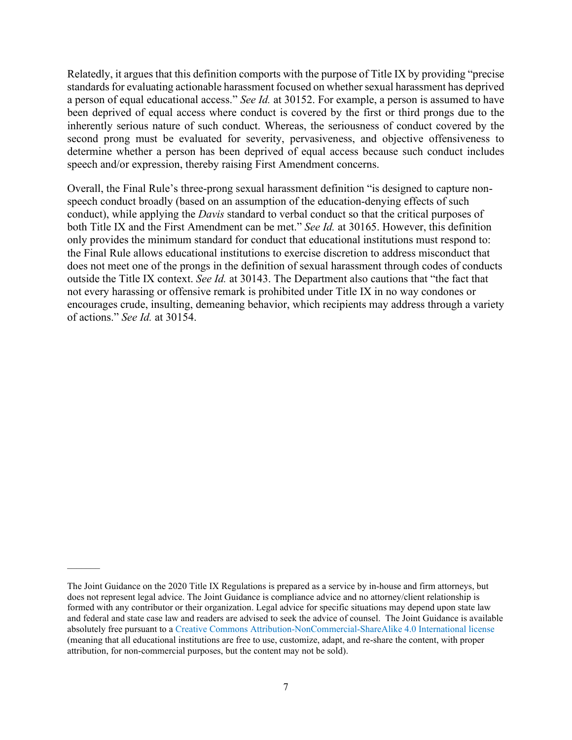Relatedly, it argues that this definition comports with the purpose of Title IX by providing "precise standards for evaluating actionable harassment focused on whether sexual harassment has deprived a person of equal educational access." *See Id.* at 30152. For example, a person is assumed to have been deprived of equal access where conduct is covered by the first or third prongs due to the inherently serious nature of such conduct. Whereas, the seriousness of conduct covered by the second prong must be evaluated for severity, pervasiveness, and objective offensiveness to determine whether a person has been deprived of equal access because such conduct includes speech and/or expression, thereby raising First Amendment concerns.

Overall, the Final Rule's three-prong sexual harassment definition "is designed to capture non-speech conduct broadly (based on an assumption of the education-denying effects of such conduct), while applying the *Davis* standard to verbal conduct so that the critical purposes of both Title IX and the First Amendment can be met." *See Id.* at 30165. However, this definition only provides the minimum standard for conduct that educational institutions must respond to: the Final Rule allows educational institutions to exercise discretion to address misconduct that does not meet one of the prongs in the definition of sexual harassment through codes of conducts outside the Title IX context. *See Id.* at 30143. The Department also cautions that "the fact that not every harassing or offensive remark is prohibited under Title IX in no way condones or encourages crude, insulting, demeaning behavior, which recipients may address through a variety of actions." *See Id.* at 30154.

---

The Joint Guidance on the 2020 Title IX Regulations is prepared as a service by in-house and firm attorneys, but does not represent legal advice. The Joint Guidance is compliance advice and no attorney/client relationship is formed with any contributor or their organization. Legal advice for specific situations may depend upon state law and federal and state case law and readers are advised to seek the advice of counsel. The Joint Guidance is available absolutely free pursuant to a Creative Commons Attribution-NonCommercial-ShareAlike 4.0 International license (meaning that all educational institutions are free to use, customize, adapt, and re-share the content, with proper attribution, for non-commercial purposes, but the content may not be sold).